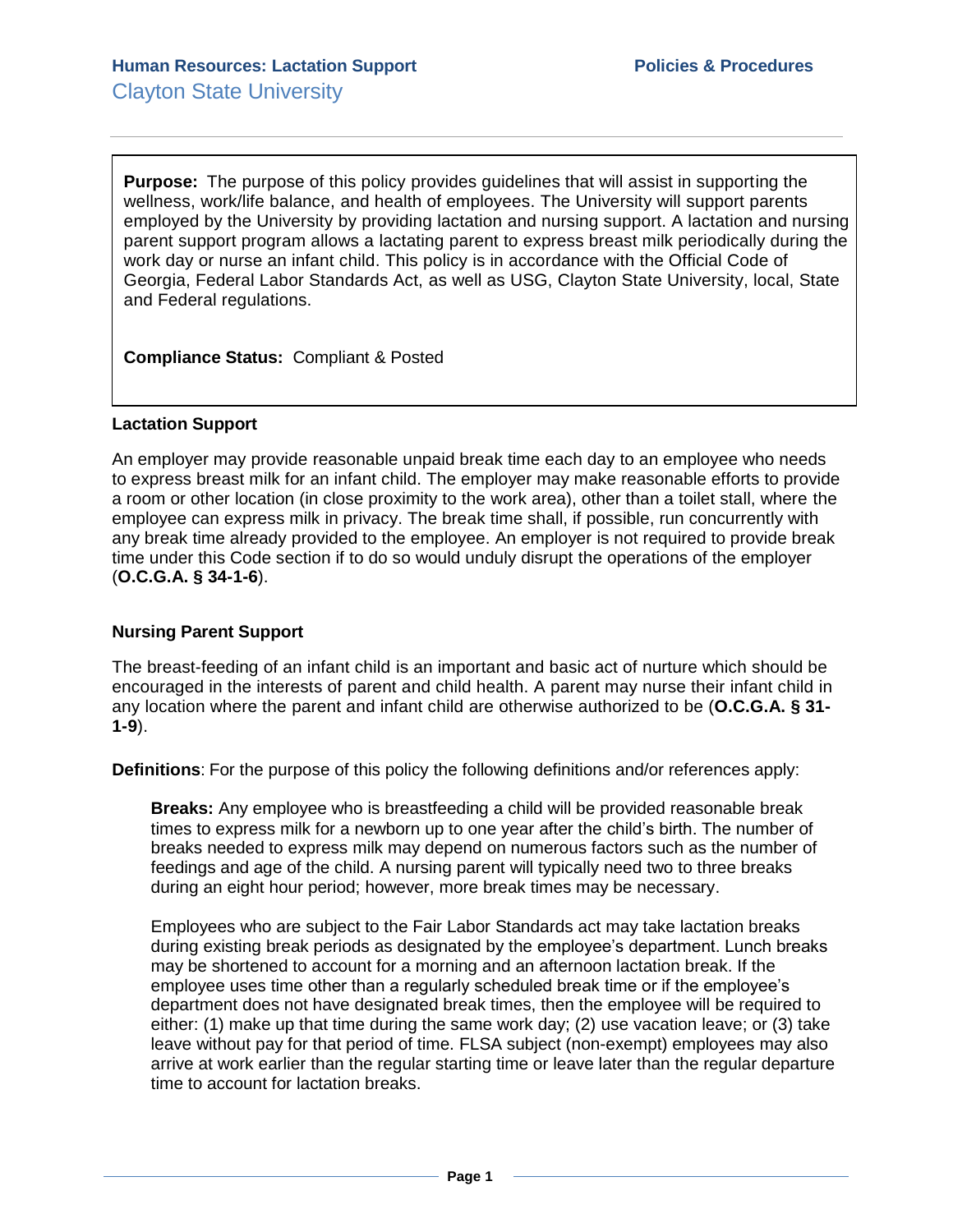**Human Resources: Lactation Support** **Policies & Procedures**

Clayton State University

**Purpose:** The purpose of this policy provides guidelines that will assist in supporting the wellness, work/life balance, and health of employees. The University will support parents employed by the University by providing lactation and nursing support. A lactation and nursing parent support program allows a lactating parent to express breast milk periodically during the work day or nurse an infant child. This policy is in accordance with the Official Code of Georgia, Federal Labor Standards Act, as well as USG, Clayton State University, local, State and Federal regulations.

**Compliance Status:** Compliant & Posted

**Lactation Support**

An employer may provide reasonable unpaid break time each day to an employee who needs to express breast milk for an infant child. The employer may make reasonable efforts to provide a room or other location (in close proximity to the work area), other than a toilet stall, where the employee can express milk in privacy. The break time shall, if possible, run concurrently with any break time already provided to the employee. An employer is not required to provide break time under this Code section if to do so would unduly disrupt the operations of the employer (**O.C.G.A. § 34-1-6**).

**Nursing Parent Support**

The breast-feeding of an infant child is an important and basic act of nurture which should be encouraged in the interests of parent and child health. A parent may nurse their infant child in any location where the parent and infant child are otherwise authorized to be (**O.C.G.A. § 31-1-9**).

**Definitions**: For the purpose of this policy the following definitions and/or references apply:

**Breaks:** Any employee who is breastfeeding a child will be provided reasonable break times to express milk for a newborn up to one year after the child's birth. The number of breaks needed to express milk may depend on numerous factors such as the number of feedings and age of the child. A nursing parent will typically need two to three breaks during an eight hour period; however, more break times may be necessary.

Employees who are subject to the Fair Labor Standards act may take lactation breaks during existing break periods as designated by the employee's department. Lunch breaks may be shortened to account for a morning and an afternoon lactation break. If the employee uses time other than a regularly scheduled break time or if the employee's department does not have designated break times, then the employee will be required to either: (1) make up that time during the same work day; (2) use vacation leave; or (3) take leave without pay for that period of time. FLSA subject (non-exempt) employees may also arrive at work earlier than the regular starting time or leave later than the regular departure time to account for lactation breaks.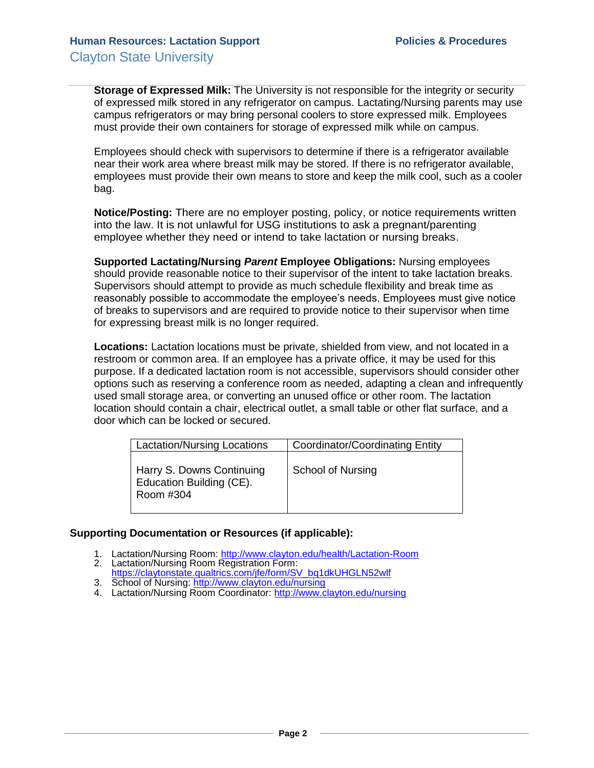**Storage of Expressed Milk:** The University is not responsible for the integrity or security of expressed milk stored in any refrigerator on campus. Lactating/Nursing parents may use campus refrigerators or may bring personal coolers to store expressed milk. Employees must provide their own containers for storage of expressed milk while on campus.

Employees should check with supervisors to determine if there is a refrigerator available near their work area where breast milk may be stored. If there is no refrigerator available, employees must provide their own means to store and keep the milk cool, such as a cooler bag.

**Notice/Posting:** There are no employer posting, policy, or notice requirements written into the law. It is not unlawful for USG institutions to ask a pregnant/parenting employee whether they need or intend to take lactation or nursing breaks.

**Supported Lactating/Nursing *Parent* Employee Obligations:** Nursing employees should provide reasonable notice to their supervisor of the intent to take lactation breaks. Supervisors should attempt to provide as much schedule flexibility and break time as reasonably possible to accommodate the employee's needs. Employees must give notice of breaks to supervisors and are required to provide notice to their supervisor when time for expressing breast milk is no longer required.

**Locations:** Lactation locations must be private, shielded from view, and not located in a restroom or common area. If an employee has a private office, it may be used for this purpose. If a dedicated lactation room is not accessible, supervisors should consider other options such as reserving a conference room as needed, adapting a clean and infrequently used small storage area, or converting an unused office or other room. The lactation location should contain a chair, electrical outlet, a small table or other flat surface, and a door which can be locked or secured.

| Lactation/Nursing Locations | Coordinator/Coordinating Entity |
|---|---|
| Harry S. Downs Continuing Education Building (CE). Room #304 | School of Nursing |

**Supporting Documentation or Resources (if applicable):**

1. Lactation/Nursing Room: http://www.clayton.edu/health/Lactation-Room
2. Lactation/Nursing Room Registration Form: https://claytonstate.qualtrics.com/jfe/form/SV_bq1dkUHGLN52wlf
3. School of Nursing: http://www.clayton.edu/nursing
4. Lactation/Nursing Room Coordinator: http://www.clayton.edu/nursing